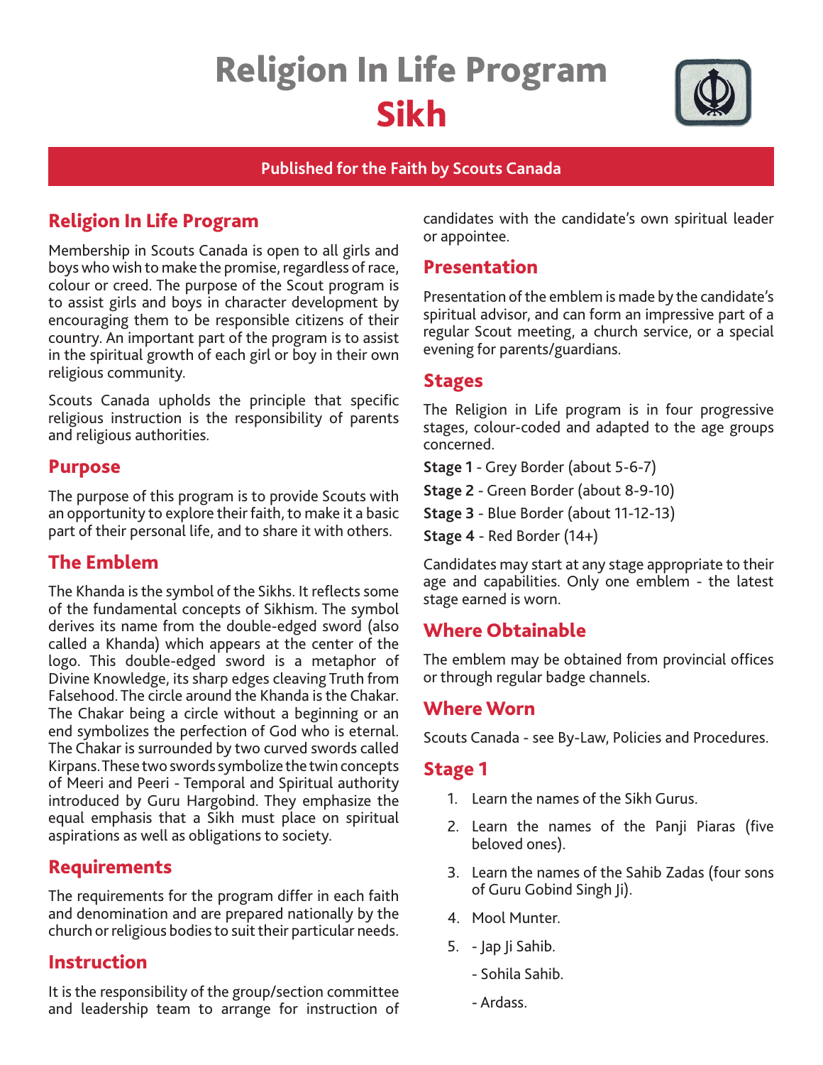# Religion In Life Program
# Sikh

**Published for the Faith by Scouts Canada**

## Religion In Life Program

Membership in Scouts Canada is open to all girls and boys who wish to make the promise, regardless of race, colour or creed. The purpose of the Scout program is to assist girls and boys in character development by encouraging them to be responsible citizens of their country. An important part of the program is to assist in the spiritual growth of each girl or boy in their own religious community.

Scouts Canada upholds the principle that specific religious instruction is the responsibility of parents and religious authorities.

## Purpose

The purpose of this program is to provide Scouts with an opportunity to explore their faith, to make it a basic part of their personal life, and to share it with others.

## The Emblem

The Khanda is the symbol of the Sikhs. It reflects some of the fundamental concepts of Sikhism. The symbol derives its name from the double-edged sword (also called a Khanda) which appears at the center of the logo. This double-edged sword is a metaphor of Divine Knowledge, its sharp edges cleaving Truth from Falsehood. The circle around the Khanda is the Chakar. The Chakar being a circle without a beginning or an end symbolizes the perfection of God who is eternal. The Chakar is surrounded by two curved swords called Kirpans. These two swords symbolize the twin concepts of Meeri and Peeri - Temporal and Spiritual authority introduced by Guru Hargobind. They emphasize the equal emphasis that a Sikh must place on spiritual aspirations as well as obligations to society.

## Requirements

The requirements for the program differ in each faith and denomination and are prepared nationally by the church or religious bodies to suit their particular needs.

## Instruction

It is the responsibility of the group/section committee and leadership team to arrange for instruction of candidates with the candidate's own spiritual leader or appointee.

## Presentation

Presentation of the emblem is made by the candidate's spiritual advisor, and can form an impressive part of a regular Scout meeting, a church service, or a special evening for parents/guardians.

## Stages

The Religion in Life program is in four progressive stages, colour-coded and adapted to the age groups concerned.

**Stage 1** - Grey Border (about 5-6-7)

**Stage 2** - Green Border (about 8-9-10)

**Stage 3** - Blue Border (about 11-12-13)

**Stage 4** - Red Border (14+)

Candidates may start at any stage appropriate to their age and capabilities. Only one emblem - the latest stage earned is worn.

## Where Obtainable

The emblem may be obtained from provincial offices or through regular badge channels.

## Where Worn

Scouts Canada - see By-Law, Policies and Procedures.

## Stage 1

1. Learn the names of the Sikh Gurus.
2. Learn the names of the Panji Piaras (five beloved ones).
3. Learn the names of the Sahib Zadas (four sons of Guru Gobind Singh Ji).
4. Mool Munter.
5. - Jap Ji Sahib.
   - Sohila Sahib.
   - Ardass.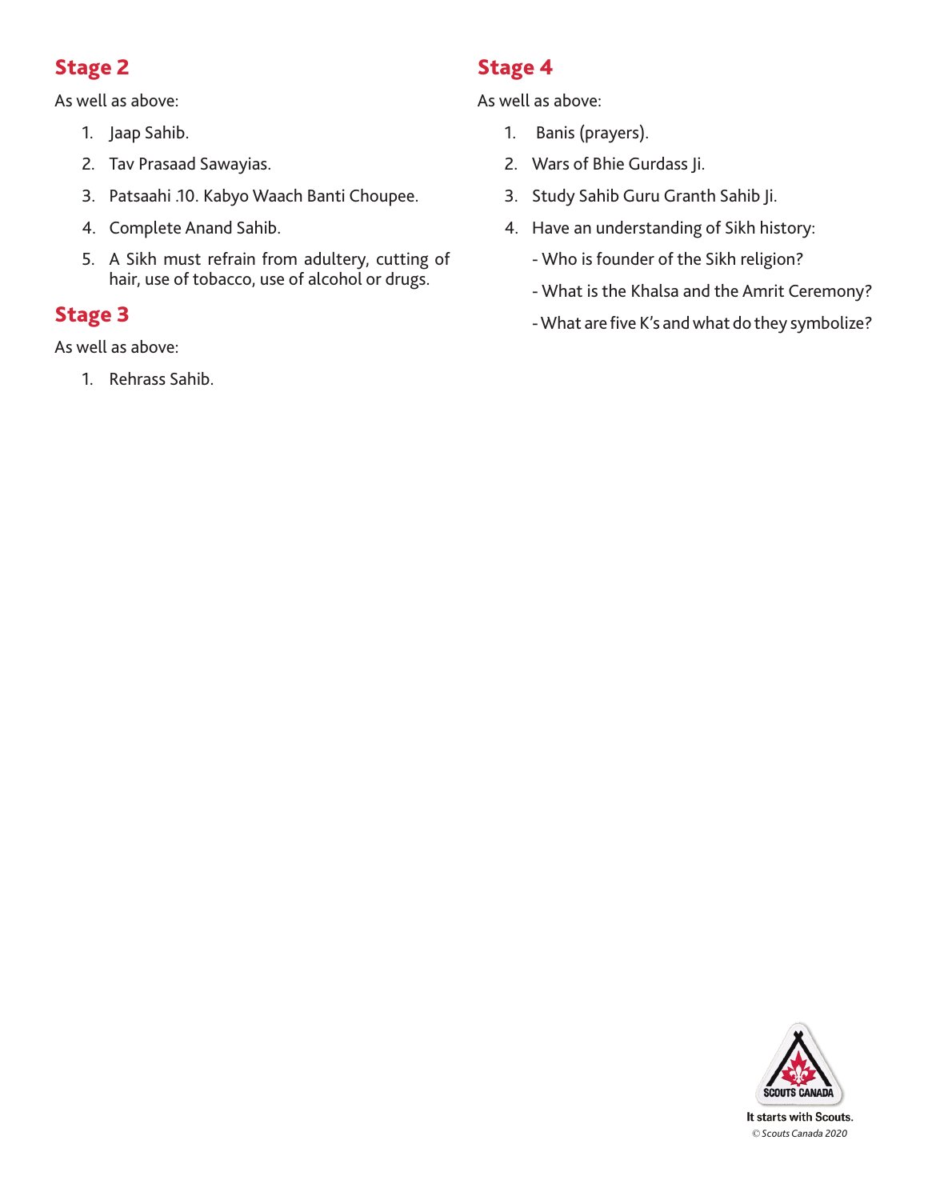## Stage 2

As well as above:

1. Jaap Sahib.
2. Tav Prasaad Sawayias.
3. Patsaahi .10. Kabyo Waach Banti Choupee.
4. Complete Anand Sahib.
5. A Sikh must refrain from adultery, cutting of hair, use of tobacco, use of alcohol or drugs.

## Stage 3

As well as above:

1. Rehrass Sahib.

## Stage 4

As well as above:

1. Banis (prayers).
2. Wars of Bhie Gurdass Ji.
3. Study Sahib Guru Granth Sahib Ji.
4. Have an understanding of Sikh history:

   - Who is founder of the Sikh religion?
   - What is the Khalsa and the Amrit Ceremony?
   - What are five K's and what do they symbolize?

SCOUTS CANADA

It starts with Scouts.

*© Scouts Canada 2020*